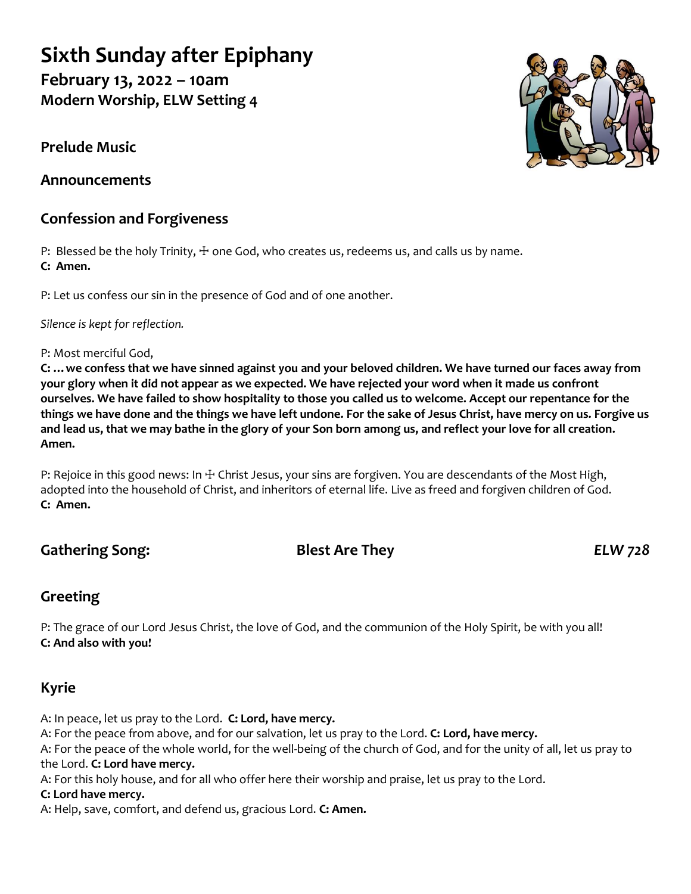# Sixth Sunday after Epiphany

## February 13, 2022 – 10am
## Modern Worship, ELW Setting 4

## Prelude Music

## Announcements

## Confession and Forgiveness

P: Blessed be the holy Trinity, ☩ one God, who creates us, redeems us, and calls us by name.
**C: Amen.**

P: Let us confess our sin in the presence of God and of one another.

*Silence is kept for reflection.*

P: Most merciful God,
**C: …we confess that we have sinned against you and your beloved children. We have turned our faces away from your glory when it did not appear as we expected. We have rejected your word when it made us confront ourselves. We have failed to show hospitality to those you called us to welcome. Accept our repentance for the things we have done and the things we have left undone. For the sake of Jesus Christ, have mercy on us. Forgive us and lead us, that we may bathe in the glory of your Son born among us, and reflect your love for all creation. Amen.**

P: Rejoice in this good news: In ☩ Christ Jesus, your sins are forgiven. You are descendants of the Most High, adopted into the household of Christ, and inheritors of eternal life. Live as freed and forgiven children of God.
**C: Amen.**

## Gathering Song: Blest Are They *ELW 728*

## Greeting

P: The grace of our Lord Jesus Christ, the love of God, and the communion of the Holy Spirit, be with you all!
**C: And also with you!**

## Kyrie

A: In peace, let us pray to the Lord. **C: Lord, have mercy.**
A: For the peace from above, and for our salvation, let us pray to the Lord. **C: Lord, have mercy.**
A: For the peace of the whole world, for the well-being of the church of God, and for the unity of all, let us pray to the Lord. **C: Lord have mercy.**
A: For this holy house, and for all who offer here their worship and praise, let us pray to the Lord.
**C: Lord have mercy.**
A: Help, save, comfort, and defend us, gracious Lord. **C: Amen.**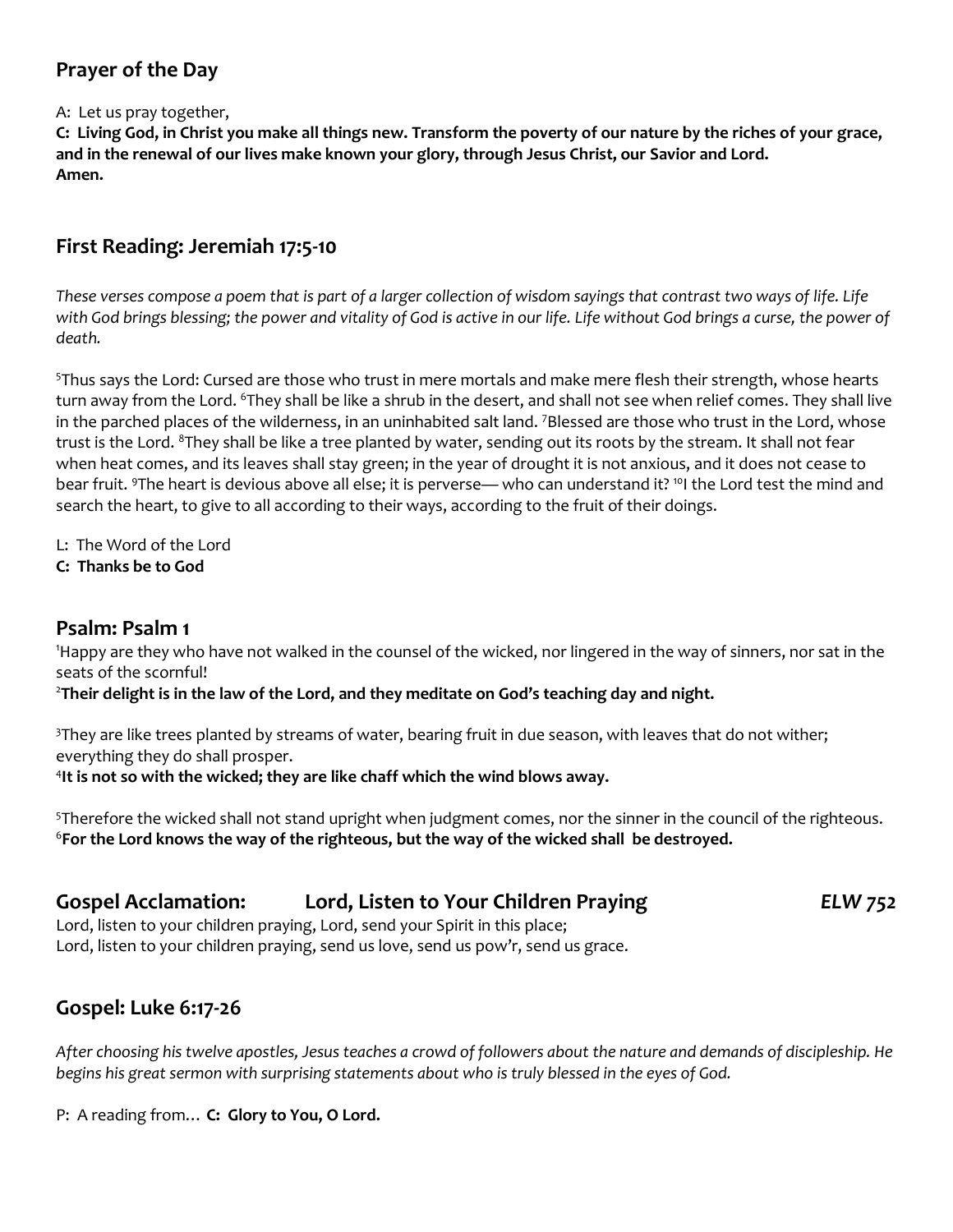## Prayer of the Day

A: Let us pray together,

**C: Living God, in Christ you make all things new. Transform the poverty of our nature by the riches of your grace, and in the renewal of our lives make known your glory, through Jesus Christ, our Savior and Lord.
Amen.**

## First Reading: Jeremiah 17:5-10

*These verses compose a poem that is part of a larger collection of wisdom sayings that contrast two ways of life. Life with God brings blessing; the power and vitality of God is active in our life. Life without God brings a curse, the power of death.*

[5]Thus says the Lord: Cursed are those who trust in mere mortals and make mere flesh their strength, whose hearts turn away from the Lord. [6]They shall be like a shrub in the desert, and shall not see when relief comes. They shall live in the parched places of the wilderness, in an uninhabited salt land. [7]Blessed are those who trust in the Lord, whose trust is the Lord. [8]They shall be like a tree planted by water, sending out its roots by the stream. It shall not fear when heat comes, and its leaves shall stay green; in the year of drought it is not anxious, and it does not cease to bear fruit. [9]The heart is devious above all else; it is perverse— who can understand it? [10]I the Lord test the mind and search the heart, to give to all according to their ways, according to the fruit of their doings.

L: The Word of the Lord
**C: Thanks be to God**

## Psalm: Psalm 1

[1]Happy are they who have not walked in the counsel of the wicked, nor lingered in the way of sinners, nor sat in the seats of the scornful!
[2]**Their delight is in the law of the Lord, and they meditate on God's teaching day and night.**

[3]They are like trees planted by streams of water, bearing fruit in due season, with leaves that do not wither; everything they do shall prosper.
[4]**It is not so with the wicked; they are like chaff which the wind blows away.**

[5]Therefore the wicked shall not stand upright when judgment comes, nor the sinner in the council of the righteous.
[6]**For the Lord knows the way of the righteous, but the way of the wicked shall be destroyed.**

## Gospel Acclamation: Lord, Listen to Your Children Praying *ELW 752*

Lord, listen to your children praying, Lord, send your Spirit in this place;
Lord, listen to your children praying, send us love, send us pow'r, send us grace.

## Gospel: Luke 6:17-26

*After choosing his twelve apostles, Jesus teaches a crowd of followers about the nature and demands of discipleship. He begins his great sermon with surprising statements about who is truly blessed in the eyes of God.*

P: A reading from… **C: Glory to You, O Lord.**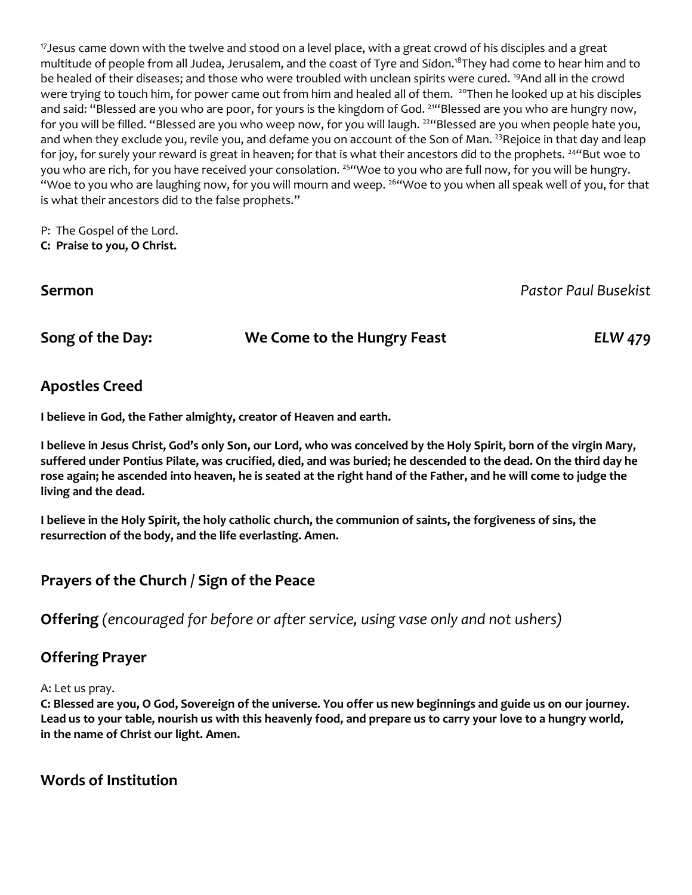[17]Jesus came down with the twelve and stood on a level place, with a great crowd of his disciples and a great multitude of people from all Judea, Jerusalem, and the coast of Tyre and Sidon.[18]They had come to hear him and to be healed of their diseases; and those who were troubled with unclean spirits were cured. [19]And all in the crowd were trying to touch him, for power came out from him and healed all of them. [20]Then he looked up at his disciples and said: "Blessed are you who are poor, for yours is the kingdom of God. [21]"Blessed are you who are hungry now, for you will be filled. "Blessed are you who weep now, for you will laugh. [22]"Blessed are you when people hate you, and when they exclude you, revile you, and defame you on account of the Son of Man. [23]Rejoice in that day and leap for joy, for surely your reward is great in heaven; for that is what their ancestors did to the prophets. [24]"But woe to you who are rich, for you have received your consolation. [25]"Woe to you who are full now, for you will be hungry. "Woe to you who are laughing now, for you will mourn and weep. [26]"Woe to you when all speak well of you, for that is what their ancestors did to the false prophets."

P: The Gospel of the Lord.
**C: Praise to you, O Christ.**

**Sermon** *Pastor Paul Busekist*

**Song of the Day:** **We Come to the Hungry Feast** *ELW 479*

## Apostles Creed

**I believe in God, the Father almighty, creator of Heaven and earth.**

**I believe in Jesus Christ, God's only Son, our Lord, who was conceived by the Holy Spirit, born of the virgin Mary, suffered under Pontius Pilate, was crucified, died, and was buried; he descended to the dead. On the third day he rose again; he ascended into heaven, he is seated at the right hand of the Father, and he will come to judge the living and the dead.**

**I believe in the Holy Spirit, the holy catholic church, the communion of saints, the forgiveness of sins, the resurrection of the body, and the life everlasting. Amen.**

## Prayers of the Church / Sign of the Peace

**Offering** *(encouraged for before or after service, using vase only and not ushers)*

## Offering Prayer

A: Let us pray.
**C: Blessed are you, O God, Sovereign of the universe. You offer us new beginnings and guide us on our journey. Lead us to your table, nourish us with this heavenly food, and prepare us to carry your love to a hungry world, in the name of Christ our light. Amen.**

## Words of Institution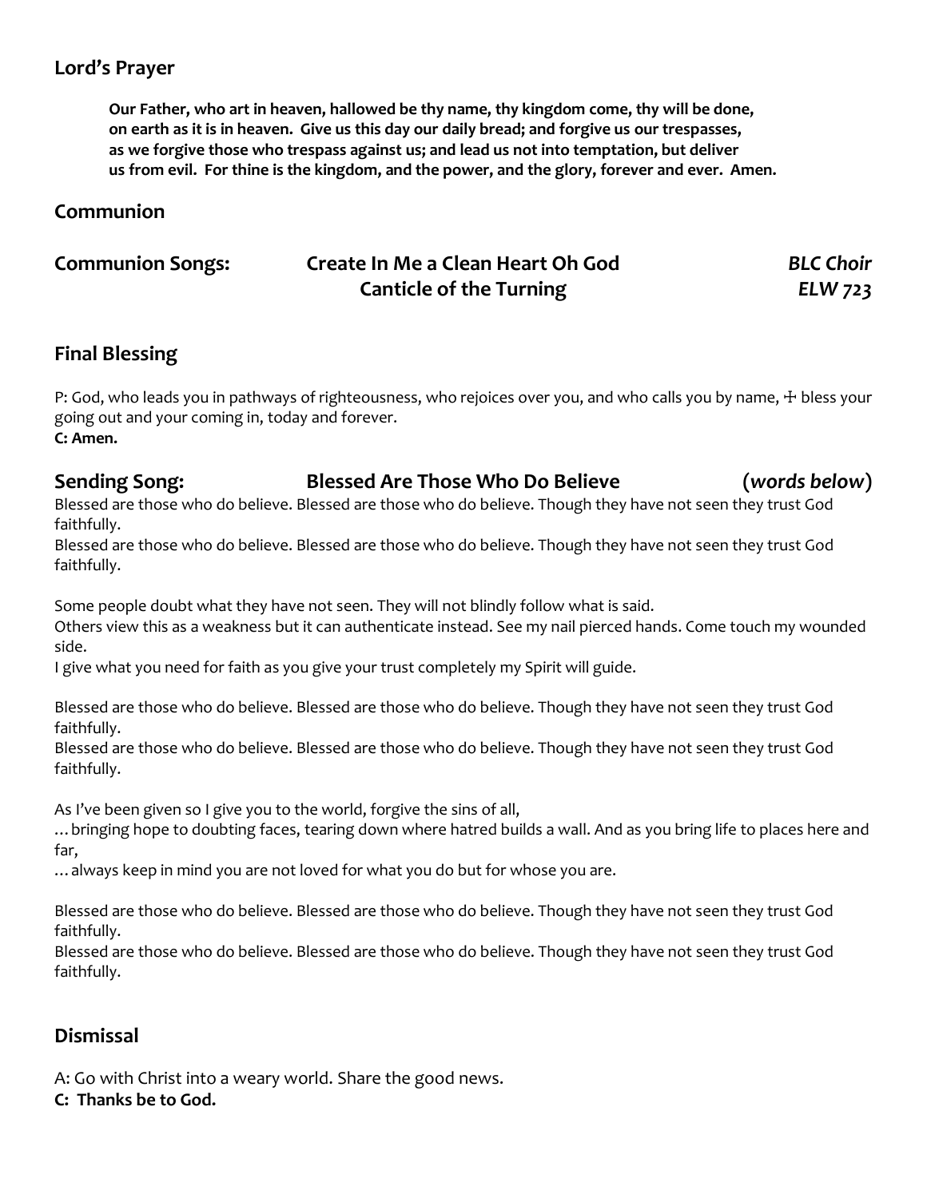## Lord's Prayer

**Our Father, who art in heaven, hallowed be thy name, thy kingdom come, thy will be done, on earth as it is in heaven. Give us this day our daily bread; and forgive us our trespasses, as we forgive those who trespass against us; and lead us not into temptation, but deliver us from evil. For thine is the kingdom, and the power, and the glory, forever and ever. Amen.**

## Communion

## Communion Songs: Create In Me a Clean Heart Oh God *BLC Choir*
## Canticle of the Turning *ELW 723*

## Final Blessing

P: God, who leads you in pathways of righteousness, who rejoices over you, and who calls you by name, ☩ bless your going out and your coming in, today and forever.
**C: Amen.**

## Sending Song: Blessed Are Those Who Do Believe (*words below*)

Blessed are those who do believe. Blessed are those who do believe. Though they have not seen they trust God faithfully.
Blessed are those who do believe. Blessed are those who do believe. Though they have not seen they trust God faithfully.

Some people doubt what they have not seen. They will not blindly follow what is said.
Others view this as a weakness but it can authenticate instead. See my nail pierced hands. Come touch my wounded side.
I give what you need for faith as you give your trust completely my Spirit will guide.

Blessed are those who do believe. Blessed are those who do believe. Though they have not seen they trust God faithfully.
Blessed are those who do believe. Blessed are those who do believe. Though they have not seen they trust God faithfully.

As I've been given so I give you to the world, forgive the sins of all,
…bringing hope to doubting faces, tearing down where hatred builds a wall. And as you bring life to places here and far,
…always keep in mind you are not loved for what you do but for whose you are.

Blessed are those who do believe. Blessed are those who do believe. Though they have not seen they trust God faithfully.
Blessed are those who do believe. Blessed are those who do believe. Though they have not seen they trust God faithfully.

## Dismissal

A: Go with Christ into a weary world. Share the good news.
**C: Thanks be to God.**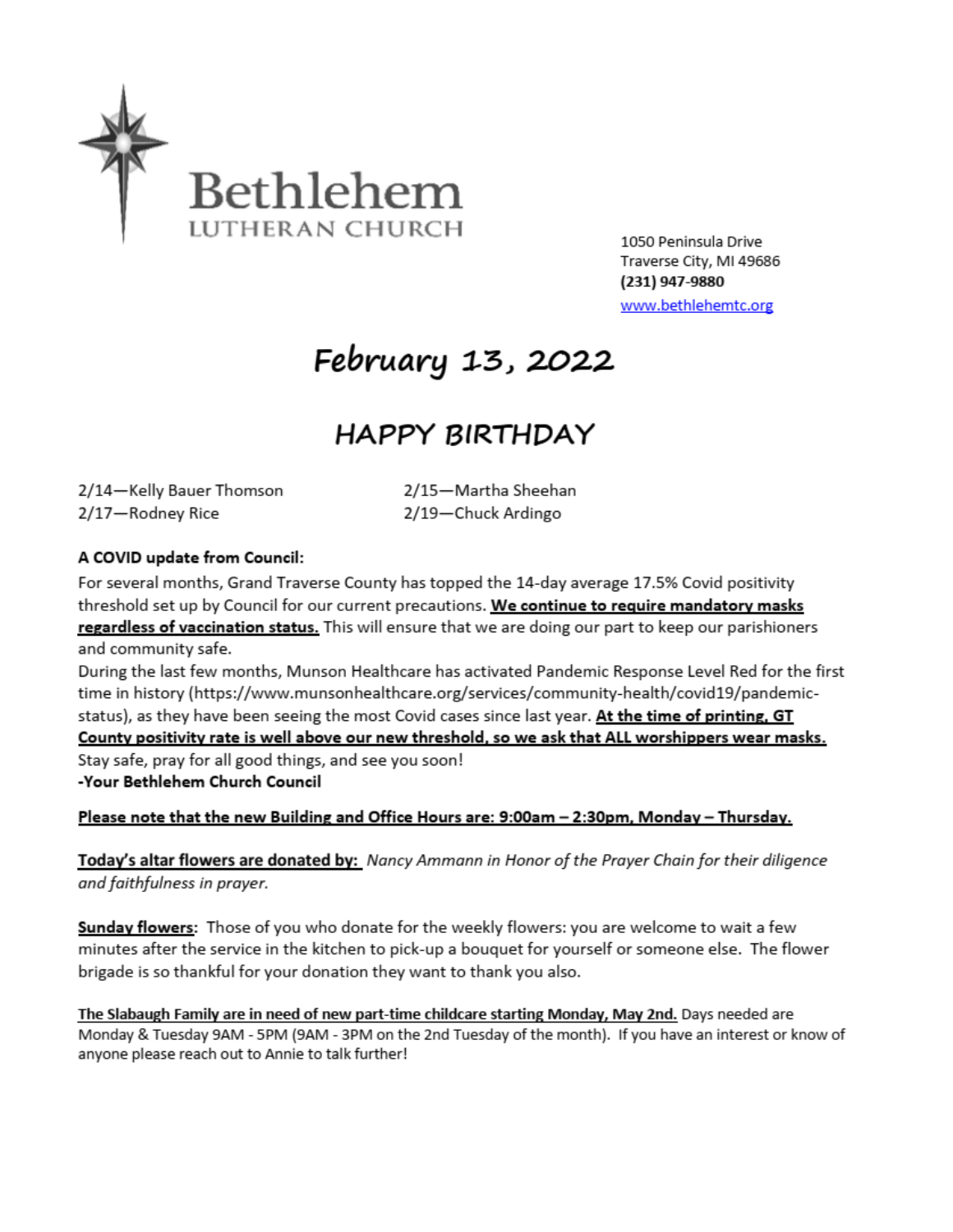# Bethlehem

LUTHERAN CHURCH

1050 Peninsula Drive
Traverse City, MI 49686
**(231) 947-9880**
www.bethlehemtc.org

# February 13, 2022

## HAPPY BIRTHDAY

2/14—Kelly Bauer Thomson
2/15—Martha Sheehan
2/17—Rodney Rice
2/19—Chuck Ardingo

**A COVID update from Council:**

For several months, Grand Traverse County has topped the 14-day average 17.5% Covid positivity threshold set up by Council for our current precautions. **We continue to require mandatory masks regardless of vaccination status.** This will ensure that we are doing our part to keep our parishioners and community safe.

During the last few months, Munson Healthcare has activated Pandemic Response Level Red for the first time in history (https://www.munsonhealthcare.org/services/community-health/covid19/pandemic-status), as they have been seeing the most Covid cases since last year. **At the time of printing, GT County positivity rate is well above our new threshold, so we ask that ALL worshippers wear masks.**

Stay safe, pray for all good things, and see you soon!

**-Your Bethlehem Church Council**

**Please note that the new Building and Office Hours are: 9:00am – 2:30pm, Monday – Thursday.**

**Today's altar flowers are donated by:** *Nancy Ammann in Honor of the Prayer Chain for their diligence and faithfulness in prayer.*

**Sunday flowers:** Those of you who donate for the weekly flowers: you are welcome to wait a few minutes after the service in the kitchen to pick-up a bouquet for yourself or someone else. The flower brigade is so thankful for your donation they want to thank you also.

**The Slabaugh Family are in need of new part-time childcare starting Monday, May 2nd.** Days needed are Monday & Tuesday 9AM - 5PM (9AM - 3PM on the 2nd Tuesday of the month). If you have an interest or know of anyone please reach out to Annie to talk further!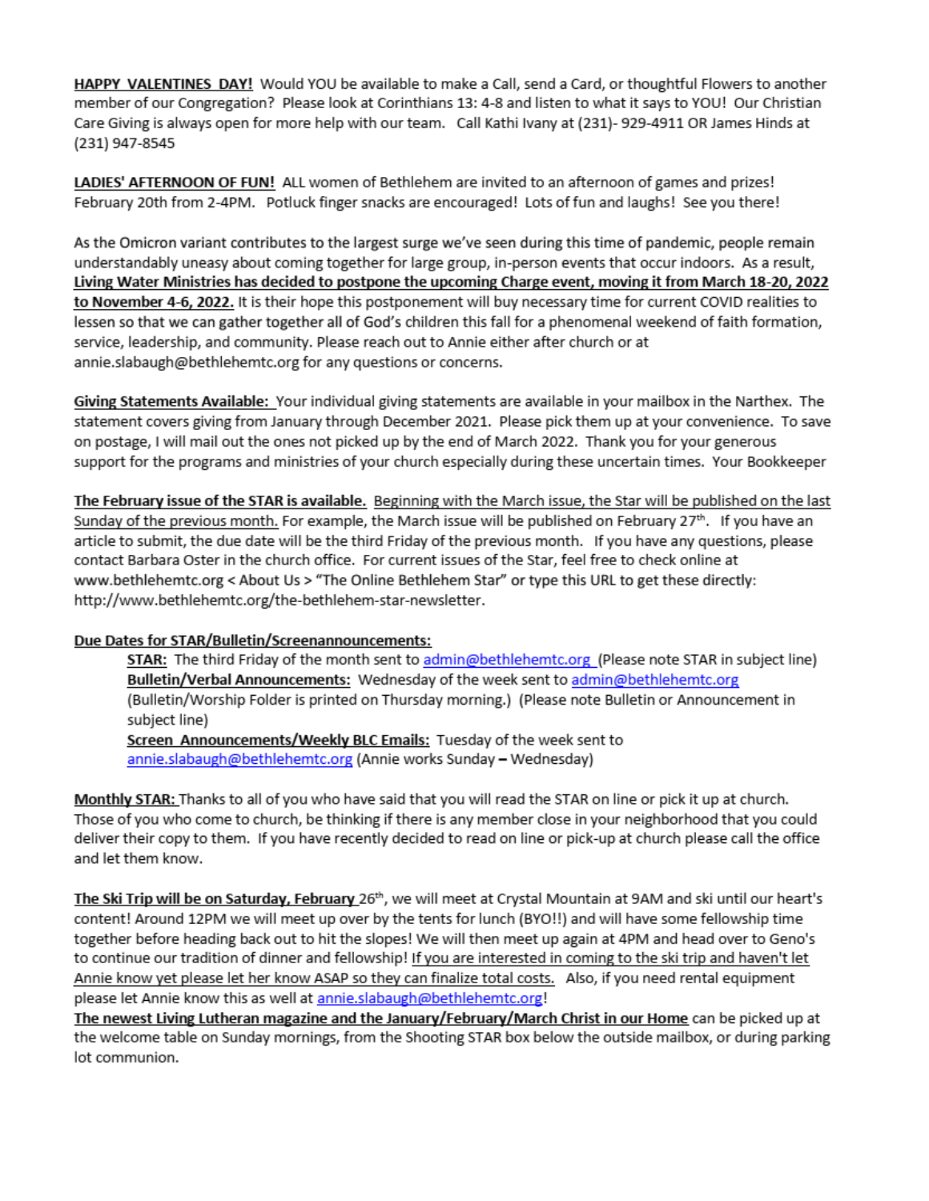**HAPPY VALENTINES DAY!** Would YOU be available to make a Call, send a Card, or thoughtful Flowers to another member of our Congregation? Please look at Corinthians 13: 4-8 and listen to what it says to YOU! Our Christian Care Giving is always open for more help with our team. Call Kathi Ivany at (231)- 929-4911 OR James Hinds at (231) 947-8545

**LADIES' AFTERNOON OF FUN!** ALL women of Bethlehem are invited to an afternoon of games and prizes! February 20th from 2-4PM. Potluck finger snacks are encouraged! Lots of fun and laughs! See you there!

As the Omicron variant contributes to the largest surge we've seen during this time of pandemic, people remain understandably uneasy about coming together for large group, in-person events that occur indoors. As a result, **Living Water Ministries has decided to postpone the upcoming Charge event, moving it from March 18-20, 2022 to November 4-6, 2022.** It is their hope this postponement will buy necessary time for current COVID realities to lessen so that we can gather together all of God's children this fall for a phenomenal weekend of faith formation, service, leadership, and community. Please reach out to Annie either after church or at annie.slabaugh@bethlehemtc.org for any questions or concerns.

**Giving Statements Available:** Your individual giving statements are available in your mailbox in the Narthex. The statement covers giving from January through December 2021. Please pick them up at your convenience. To save on postage, I will mail out the ones not picked up by the end of March 2022. Thank you for your generous support for the programs and ministries of your church especially during these uncertain times. Your Bookkeeper

**The February issue of the STAR is available.** Beginning with the March issue, the Star will be published on the last Sunday of the previous month. For example, the March issue will be published on February 27th. If you have an article to submit, the due date will be the third Friday of the previous month. If you have any questions, please contact Barbara Oster in the church office. For current issues of the Star, feel free to check online at www.bethlehemtc.org < About Us > "The Online Bethlehem Star" or type this URL to get these directly: http://www.bethlehemtc.org/the-bethlehem-star-newsletter.

**Due Dates for STAR/Bulletin/Screenannouncements:**

> **STAR:** The third Friday of the month sent to admin@bethlehemtc.org (Please note STAR in subject line)
> **Bulletin/Verbal Announcements:** Wednesday of the week sent to admin@bethlehemtc.org (Bulletin/Worship Folder is printed on Thursday morning.) (Please note Bulletin or Announcement in subject line)
> **Screen Announcements/Weekly BLC Emails:** Tuesday of the week sent to annie.slabaugh@bethlehemtc.org (Annie works Sunday – Wednesday)

**Monthly STAR:** Thanks to all of you who have said that you will read the STAR on line or pick it up at church. Those of you who come to church, be thinking if there is any member close in your neighborhood that you could deliver their copy to them. If you have recently decided to read on line or pick-up at church please call the office and let them know.

**The Ski Trip will be on Saturday, February 26th**, we will meet at Crystal Mountain at 9AM and ski until our heart's content! Around 12PM we will meet up over by the tents for lunch (BYO!!) and will have some fellowship time together before heading back out to hit the slopes! We will then meet up again at 4PM and head over to Geno's to continue our tradition of dinner and fellowship! If you are interested in coming to the ski trip and haven't let Annie know yet please let her know ASAP so they can finalize total costs. Also, if you need rental equipment please let Annie know this as well at annie.slabaugh@bethlehemtc.org!

**The newest Living Lutheran magazine and the January/February/March Christ in our Home** can be picked up at the welcome table on Sunday mornings, from the Shooting STAR box below the outside mailbox, or during parking lot communion.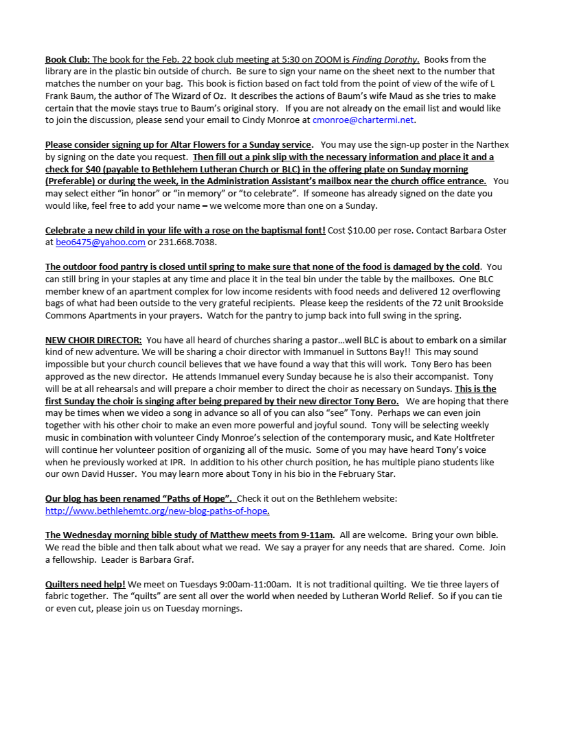**Book Club:** The book for the Feb. 22 book club meeting at 5:30 on ZOOM is *Finding Dorothy*. Books from the library are in the plastic bin outside of church. Be sure to sign your name on the sheet next to the number that matches the number on your bag. This book is fiction based on fact told from the point of view of the wife of L Frank Baum, the author of The Wizard of Oz. It describes the actions of Baum's wife Maud as she tries to make certain that the movie stays true to Baum's original story. If you are not already on the email list and would like to join the discussion, please send your email to Cindy Monroe at cmonroe@chartermi.net.

**Please consider signing up for Altar Flowers for a Sunday service**. You may use the sign-up poster in the Narthex by signing on the date you request. **Then fill out a pink slip with the necessary information and place it and a check for $40 (payable to Bethlehem Lutheran Church or BLC) in the offering plate on Sunday morning (Preferable) or during the week, in the Administration Assistant's mailbox near the church office entrance.** You may select either "in honor" or "in memory" or "to celebrate". If someone has already signed on the date you would like, feel free to add your name – we welcome more than one on a Sunday.

**Celebrate a new child in your life with a rose on the baptismal font!** Cost $10.00 per rose. Contact Barbara Oster at beo6475@yahoo.com or 231.668.7038.

**The outdoor food pantry is closed until spring to make sure that none of the food is damaged by the cold**. You can still bring in your staples at any time and place it in the teal bin under the table by the mailboxes. One BLC member knew of an apartment complex for low income residents with food needs and delivered 12 overflowing bags of what had been outside to the very grateful recipients. Please keep the residents of the 72 unit Brookside Commons Apartments in your prayers. Watch for the pantry to jump back into full swing in the spring.

**NEW CHOIR DIRECTOR:** You have all heard of churches sharing a pastor…well BLC is about to embark on a similar kind of new adventure. We will be sharing a choir director with Immanuel in Suttons Bay!! This may sound impossible but your church council believes that we have found a way that this will work. Tony Bero has been approved as the new director. He attends Immanuel every Sunday because he is also their accompanist. Tony will be at all rehearsals and will prepare a choir member to direct the choir as necessary on Sundays. **This is the first Sunday the choir is singing after being prepared by their new director Tony Bero.** We are hoping that there may be times when we video a song in advance so all of you can also "see" Tony. Perhaps we can even join together with his other choir to make an even more powerful and joyful sound. Tony will be selecting weekly music in combination with volunteer Cindy Monroe's selection of the contemporary music, and Kate Holtfreter will continue her volunteer position of organizing all of the music. Some of you may have heard Tony's voice when he previously worked at IPR. In addition to his other church position, he has multiple piano students like our own David Husser. You may learn more about Tony in his bio in the February Star.

**Our blog has been renamed "Paths of Hope".** Check it out on the Bethlehem website: http://www.bethlehemtc.org/new-blog-paths-of-hope.

**The Wednesday morning bible study of Matthew meets from 9-11am.** All are welcome. Bring your own bible. We read the bible and then talk about what we read. We say a prayer for any needs that are shared. Come. Join a fellowship. Leader is Barbara Graf.

**Quilters need help!** We meet on Tuesdays 9:00am-11:00am. It is not traditional quilting. We tie three layers of fabric together. The "quilts" are sent all over the world when needed by Lutheran World Relief. So if you can tie or even cut, please join us on Tuesday mornings.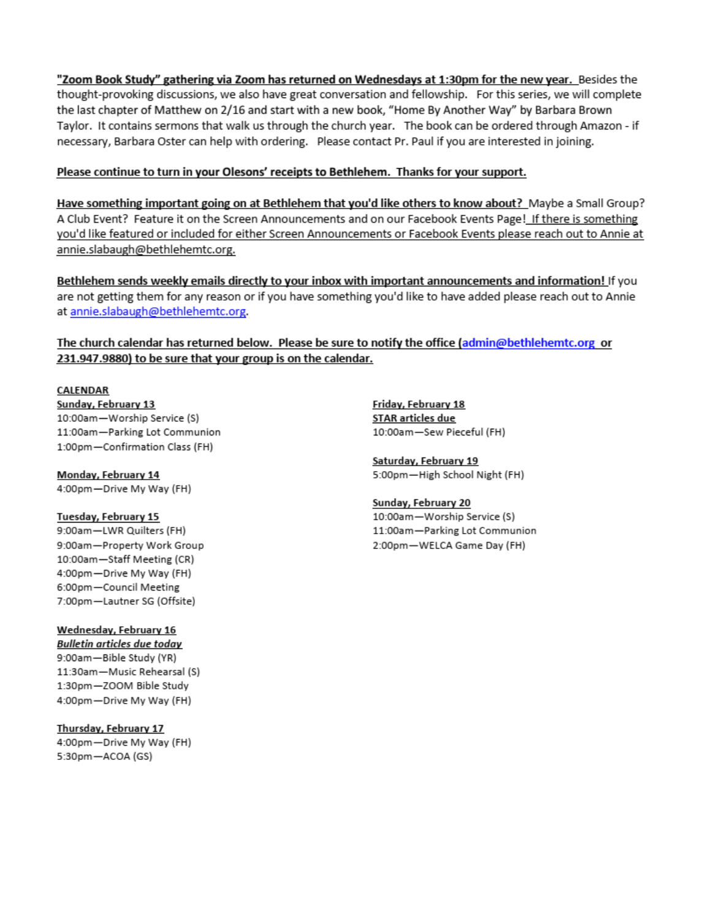<u>**"Zoom Book Study" gathering via Zoom has returned on Wednesdays at 1:30pm for the new year.**</u> Besides the thought-provoking discussions, we also have great conversation and fellowship. For this series, we will complete the last chapter of Matthew on 2/16 and start with a new book, "Home By Another Way" by Barbara Brown Taylor. It contains sermons that walk us through the church year. The book can be ordered through Amazon - if necessary, Barbara Oster can help with ordering. Please contact Pr. Paul if you are interested in joining.

<u>**Please continue to turn in your Olesons' receipts to Bethlehem. Thanks for your support.**</u>

<u>**Have something important going on at Bethlehem that you'd like others to know about?**</u> Maybe a Small Group? A Club Event? Feature it on the Screen Announcements and on our Facebook Events Page! <u>If there is something you'd like featured or included for either Screen Announcements or Facebook Events please reach out to Annie at annie.slabaugh@bethlehemtc.org.</u>

<u>**Bethlehem sends weekly emails directly to your inbox with important announcements and information!**</u> If you are not getting them for any reason or if you have something you'd like to have added please reach out to Annie at annie.slabaugh@bethlehemtc.org.

<u>**The church calendar has returned below. Please be sure to notify the office (admin@bethlehemtc.org or 231.947.9880) to be sure that your group is on the calendar.**</u>

**CALENDAR**

**Sunday, February 13**
10:00am—Worship Service (S)
11:00am—Parking Lot Communion
1:00pm—Confirmation Class (FH)

**Monday, February 14**
4:00pm—Drive My Way (FH)

**Tuesday, February 15**
9:00am—LWR Quilters (FH)
9:00am—Property Work Group
10:00am—Staff Meeting (CR)
4:00pm—Drive My Way (FH)
6:00pm—Council Meeting
7:00pm—Lautner SG (Offsite)

**Wednesday, February 16**
***Bulletin articles due today***
9:00am—Bible Study (YR)
11:30am—Music Rehearsal (S)
1:30pm—ZOOM Bible Study
4:00pm—Drive My Way (FH)

**Thursday, February 17**
4:00pm—Drive My Way (FH)
5:30pm—ACOA (GS)

**Friday, February 18**
**STAR articles due**
10:00am—Sew Pieceful (FH)

**Saturday, February 19**
5:00pm—High School Night (FH)

**Sunday, February 20**
10:00am—Worship Service (S)
11:00am—Parking Lot Communion
2:00pm—WELCA Game Day (FH)